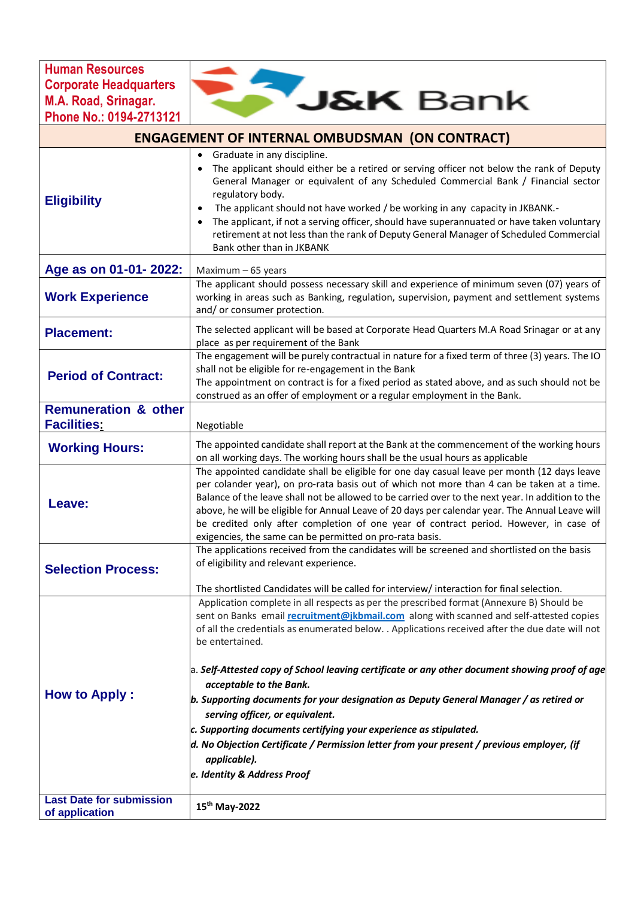| Human Resources<br>Corporate Headquarters<br>M.A. Road, Srinagar.<br>Phone No.: 0194-2713121 | J&K Bank |
|---|---|
| **ENGAGEMENT OF INTERNAL OMBUDSMAN (ON CONTRACT)** | |
| **Eligibility** | • Graduate in any discipline.<br>• The applicant should either be a retired or serving officer not below the rank of Deputy General Manager or equivalent of any Scheduled Commercial Bank / Financial sector regulatory body.<br>• The applicant should not have worked / be working in any capacity in JKBANK.-<br>• The applicant, if not a serving officer, should have superannuated or have taken voluntary retirement at not less than the rank of Deputy General Manager of Scheduled Commercial Bank other than in JKBANK |
| **Age as on 01-01- 2022:** | Maximum – 65 years |
| **Work Experience** | The applicant should possess necessary skill and experience of minimum seven (07) years of working in areas such as Banking, regulation, supervision, payment and settlement systems and/ or consumer protection. |
| **Placement:** | The selected applicant will be based at Corporate Head Quarters M.A Road Srinagar or at any place as per requirement of the Bank |
| **Period of Contract:** | The engagement will be purely contractual in nature for a fixed term of three (3) years. The IO shall not be eligible for re-engagement in the Bank<br>The appointment on contract is for a fixed period as stated above, and as such should not be construed as an offer of employment or a regular employment in the Bank. |
| **Remuneration & other Facilities:** | Negotiable |
| **Working Hours:** | The appointed candidate shall report at the Bank at the commencement of the working hours on all working days. The working hours shall be the usual hours as applicable |
| **Leave:** | The appointed candidate shall be eligible for one day casual leave per month (12 days leave per colander year), on pro-rata basis out of which not more than 4 can be taken at a time. Balance of the leave shall not be allowed to be carried over to the next year. In addition to the above, he will be eligible for Annual Leave of 20 days per calendar year. The Annual Leave will be credited only after completion of one year of contract period. However, in case of exigencies, the same can be permitted on pro-rata basis. |
| **Selection Process:** | The applications received from the candidates will be screened and shortlisted on the basis of eligibility and relevant experience.<br><br>The shortlisted Candidates will be called for interview/ interaction for final selection. |
| **How to Apply :** | Application complete in all respects as per the prescribed format (Annexure B) Should be sent on Banks email **recruitment@jkbmail.com** along with scanned and self-attested copies of all the credentials as enumerated below. . Applications received after the due date will not be entertained.<br><br>a. ***Self-Attested copy of School leaving certificate or any other document showing proof of age acceptable to the Bank.***<br>***b. Supporting documents for your designation as Deputy General Manager / as retired or serving officer, or equivalent.***<br>***c. Supporting documents certifying your experience as stipulated.***<br>***d. No Objection Certificate / Permission letter from your present / previous employer, (if applicable).***<br>***e. Identity & Address Proof*** |
| **Last Date for submission of application** | **15th May-2022** |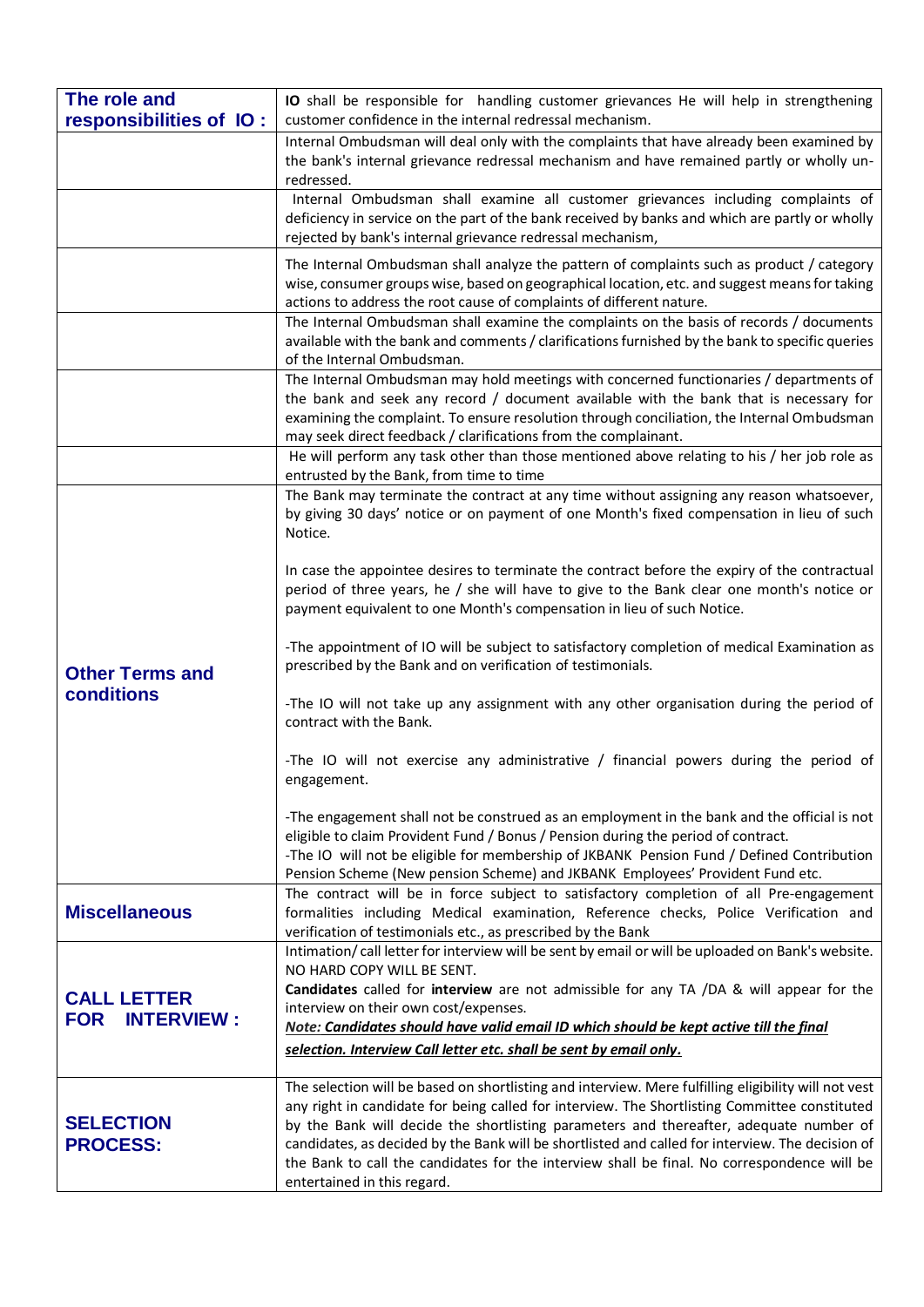| | |
|---|---|
| **The role and responsibilities of IO :** | **IO** shall be responsible for handling customer grievances He will help in strengthening customer confidence in the internal redressal mechanism. |
| | Internal Ombudsman will deal only with the complaints that have already been examined by the bank's internal grievance redressal mechanism and have remained partly or wholly un-redressed. |
| | Internal Ombudsman shall examine all customer grievances including complaints of deficiency in service on the part of the bank received by banks and which are partly or wholly rejected by bank's internal grievance redressal mechanism, |
| | The Internal Ombudsman shall analyze the pattern of complaints such as product / category wise, consumer groups wise, based on geographical location, etc. and suggest means for taking actions to address the root cause of complaints of different nature. |
| | The Internal Ombudsman shall examine the complaints on the basis of records / documents available with the bank and comments / clarifications furnished by the bank to specific queries of the Internal Ombudsman. |
| | The Internal Ombudsman may hold meetings with concerned functionaries / departments of the bank and seek any record / document available with the bank that is necessary for examining the complaint. To ensure resolution through conciliation, the Internal Ombudsman may seek direct feedback / clarifications from the complainant. |
| | He will perform any task other than those mentioned above relating to his / her job role as entrusted by the Bank, from time to time |
| **Other Terms and conditions** | The Bank may terminate the contract at any time without assigning any reason whatsoever, by giving 30 days' notice or on payment of one Month's fixed compensation in lieu of such Notice.<br><br>In case the appointee desires to terminate the contract before the expiry of the contractual period of three years, he / she will have to give to the Bank clear one month's notice or payment equivalent to one Month's compensation in lieu of such Notice.<br><br>-The appointment of IO will be subject to satisfactory completion of medical Examination as prescribed by the Bank and on verification of testimonials.<br><br>-The IO will not take up any assignment with any other organisation during the period of contract with the Bank.<br><br>-The IO will not exercise any administrative / financial powers during the period of engagement.<br><br>-The engagement shall not be construed as an employment in the bank and the official is not eligible to claim Provident Fund / Bonus / Pension during the period of contract.<br>-The IO will not be eligible for membership of JKBANK Pension Fund / Defined Contribution Pension Scheme (New pension Scheme) and JKBANK Employees' Provident Fund etc. |
| **Miscellaneous** | The contract will be in force subject to satisfactory completion of all Pre-engagement formalities including Medical examination, Reference checks, Police Verification and verification of testimonials etc., as prescribed by the Bank |
| **CALL LETTER FOR INTERVIEW :** | Intimation/ call letter for interview will be sent by email or will be uploaded on Bank's website. NO HARD COPY WILL BE SENT.<br>**Candidates** called for **interview** are not admissible for any TA /DA & will appear for the interview on their own cost/expenses.<br>***Note: Candidates should have valid email ID which should be kept active till the final selection. Interview Call letter etc. shall be sent by email only.*** |
| **SELECTION PROCESS:** | The selection will be based on shortlisting and interview. Mere fulfilling eligibility will not vest any right in candidate for being called for interview. The Shortlisting Committee constituted by the Bank will decide the shortlisting parameters and thereafter, adequate number of candidates, as decided by the Bank will be shortlisted and called for interview. The decision of the Bank to call the candidates for the interview shall be final. No correspondence will be entertained in this regard. |